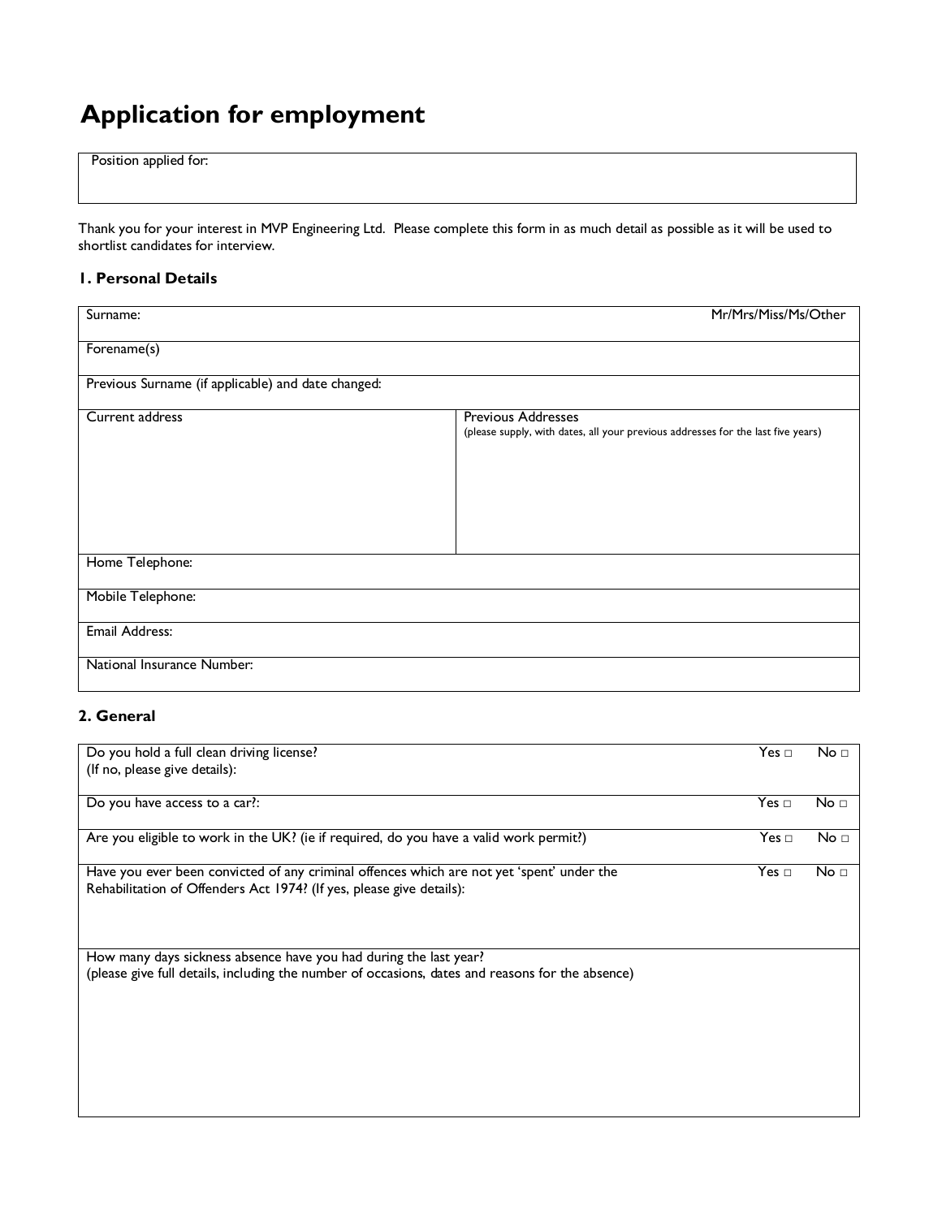# Application for employment

| Position applied for: |
|---|
| |

Thank you for your interest in MVP Engineering Ltd. Please complete this form in as much detail as possible as it will be used to shortlist candidates for interview.

### 1. Personal Details

| Surname: | Mr/Mrs/Miss/Ms/Other |
|---|---|
| Forename(s) | |
| Previous Surname (if applicable) and date changed: | |
| Current address | Previous Addresses<br>(please supply, with dates, all your previous addresses for the last five years) |
| Home Telephone: | |
| Mobile Telephone: | |
| Email Address: | |
| National Insurance Number: | |

### 2. General

| Question | Yes | No |
|---|---|---|
| Do you hold a full clean driving license?<br>(If no, please give details): | Yes □ | No □ |
| Do you have access to a car?: | Yes □ | No □ |
| Are you eligible to work in the UK? (ie if required, do you have a valid work permit?) | Yes □ | No □ |
| Have you ever been convicted of any criminal offences which are not yet 'spent' under the Rehabilitation of Offenders Act 1974? (If yes, please give details): | Yes □ | No □ |
| How many days sickness absence have you had during the last year?<br>(please give full details, including the number of occasions, dates and reasons for the absence) | | |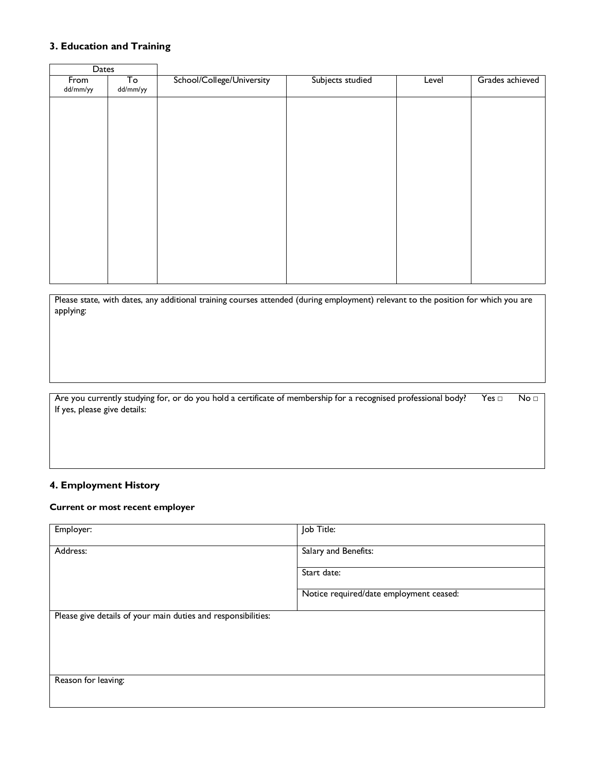## 3. Education and Training

| Dates | | | | | |
|---|---|---|---|---|---|
| From dd/mm/yy | To dd/mm/yy | School/College/University | Subjects studied | Level | Grades achieved |
| | | | | | |

| Please state, with dates, any additional training courses attended (during employment) relevant to the position for which you are applying: |
|---|
| |

| Are you currently studying for, or do you hold a certificate of membership for a recognised professional body? Yes □ No □<br>If yes, please give details: |
|---|
| |

## 4. Employment History

### Current or most recent employer

| Employer: | Job Title: |
|---|---|
| Address: | Salary and Benefits: |
| | Start date: |
| | Notice required/date employment ceased: |
| Please give details of your main duties and responsibilities: | |
| Reason for leaving: | |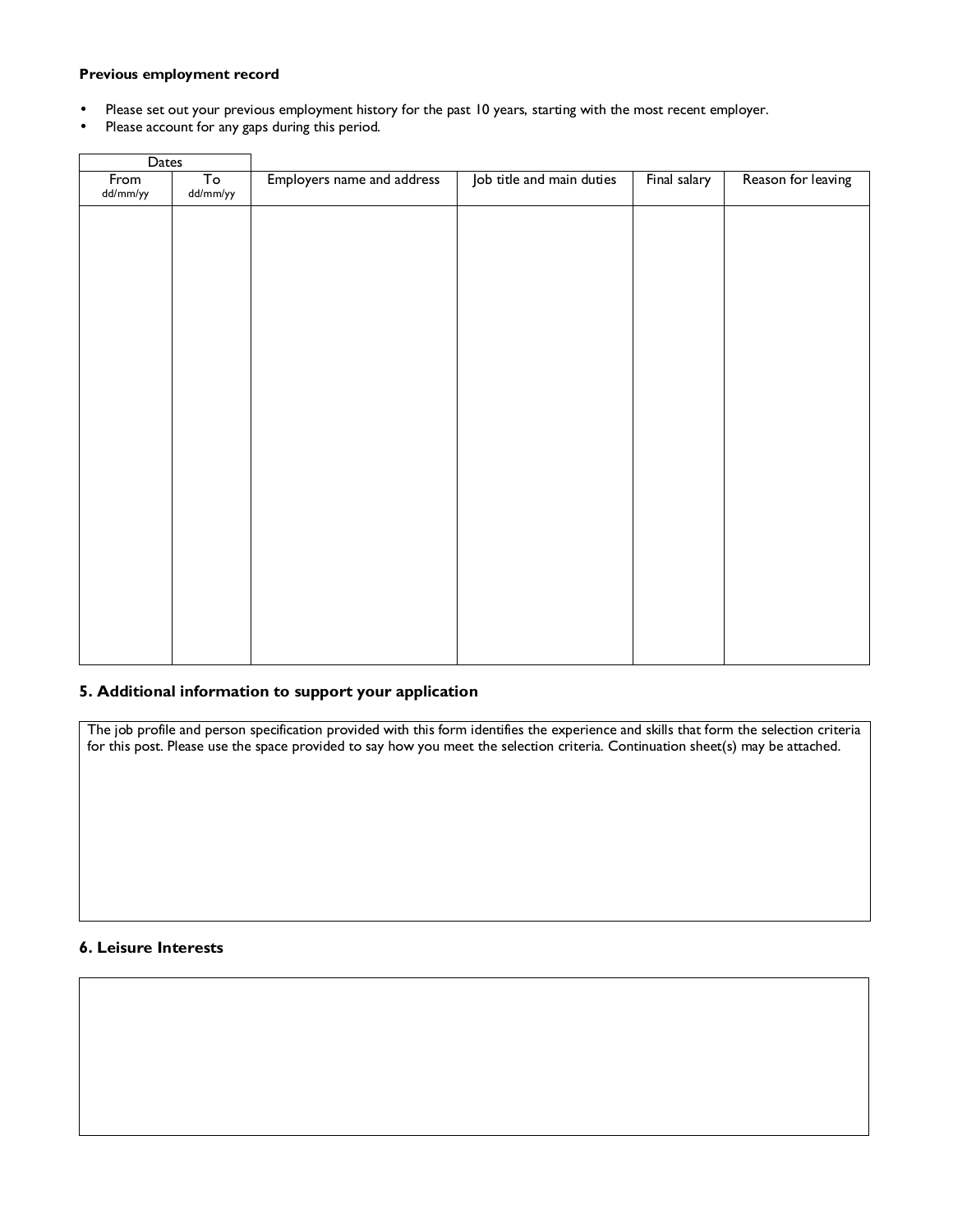**Previous employment record**

- Please set out your previous employment history for the past 10 years, starting with the most recent employer.
- Please account for any gaps during this period.

| Dates | | | | | |
|---|---|---|---|---|---|
| From dd/mm/yy | To dd/mm/yy | Employers name and address | Job title and main duties | Final salary | Reason for leaving |
| | | | | | |

## 5. Additional information to support your application

The job profile and person specification provided with this form identifies the experience and skills that form the selection criteria for this post. Please use the space provided to say how you meet the selection criteria. Continuation sheet(s) may be attached.

## 6. Leisure Interests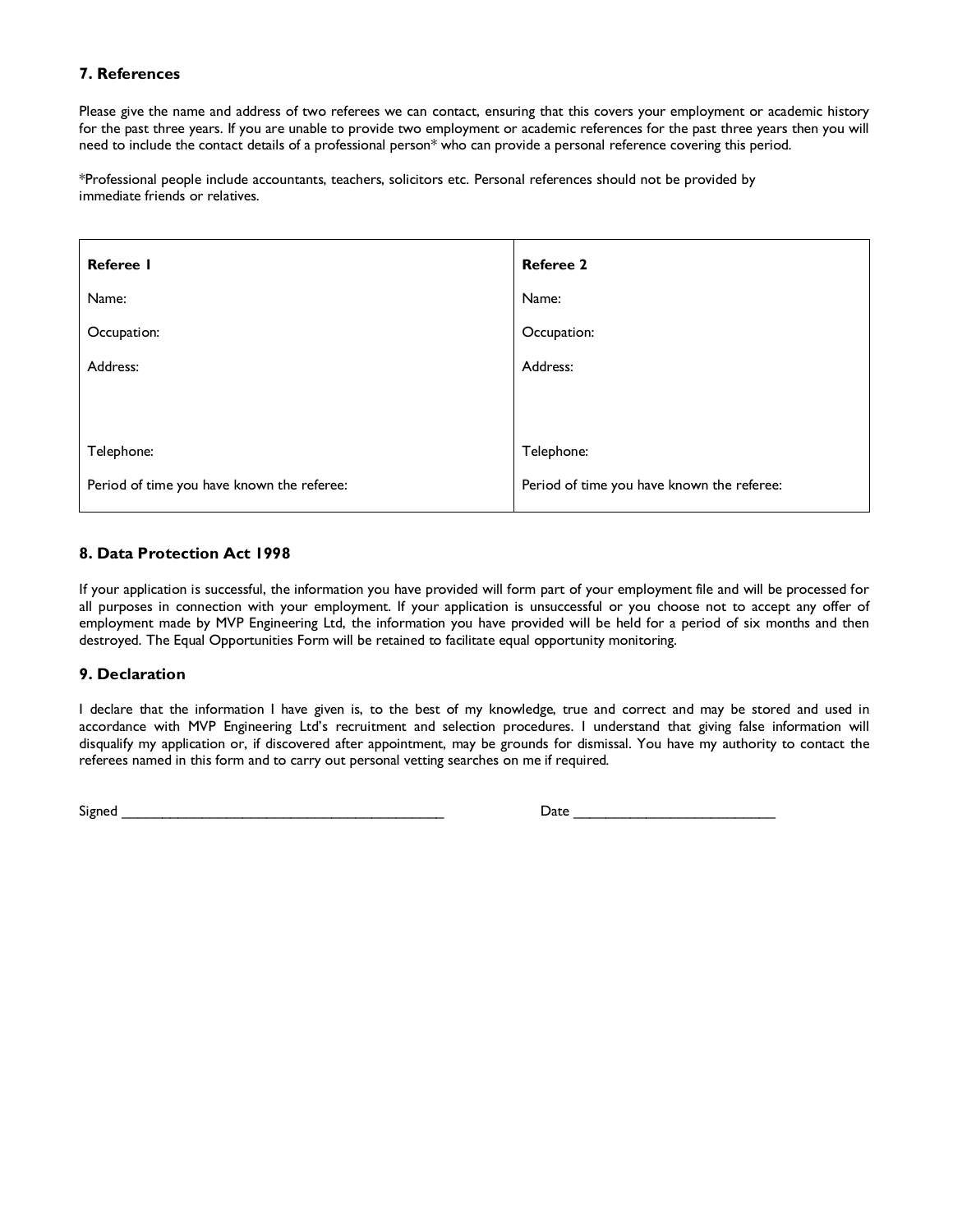## 7. References

Please give the name and address of two referees we can contact, ensuring that this covers your employment or academic history for the past three years. If you are unable to provide two employment or academic references for the past three years then you will need to include the contact details of a professional person* who can provide a personal reference covering this period.

*Professional people include accountants, teachers, solicitors etc. Personal references should not be provided by immediate friends or relatives.

| **Referee 1** | **Referee 2** |
|---|---|
| Name: | Name: |
| Occupation: | Occupation: |
| Address: | Address: |
| Telephone: | Telephone: |
| Period of time you have known the referee: | Period of time you have known the referee: |

## 8. Data Protection Act 1998

If your application is successful, the information you have provided will form part of your employment file and will be processed for all purposes in connection with your employment. If your application is unsuccessful or you choose not to accept any offer of employment made by MVP Engineering Ltd, the information you have provided will be held for a period of six months and then destroyed. The Equal Opportunities Form will be retained to facilitate equal opportunity monitoring.

## 9. Declaration

I declare that the information I have given is, to the best of my knowledge, true and correct and may be stored and used in accordance with MVP Engineering Ltd's recruitment and selection procedures. I understand that giving false information will disqualify my application or, if discovered after appointment, may be grounds for dismissal. You have my authority to contact the referees named in this form and to carry out personal vetting searches on me if required.

Signed ____________________________________________ Date ___________________________